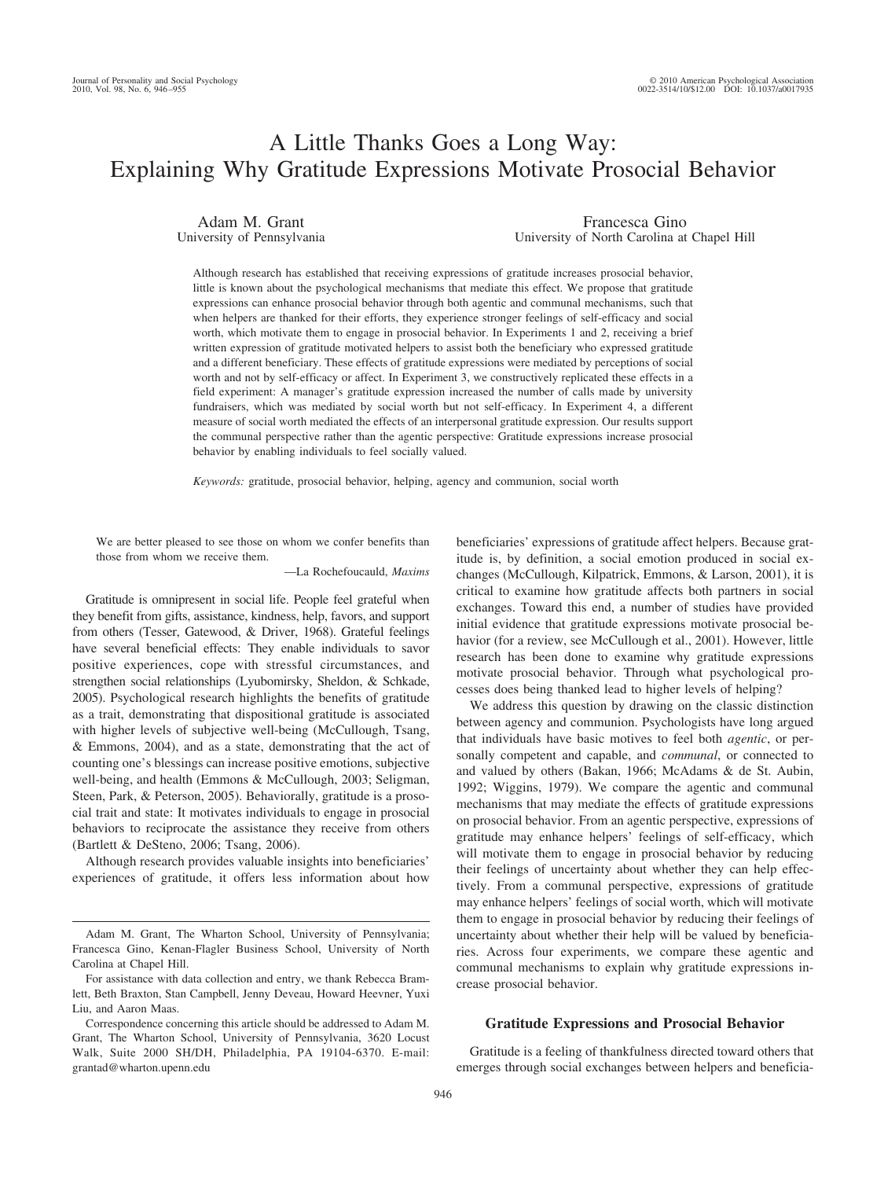# A Little Thanks Goes a Long Way: Explaining Why Gratitude Expressions Motivate Prosocial Behavior

Adam M. Grant
University of Pennsylvania

Francesca Gino
University of North Carolina at Chapel Hill

Although research has established that receiving expressions of gratitude increases prosocial behavior, little is known about the psychological mechanisms that mediate this effect. We propose that gratitude expressions can enhance prosocial behavior through both agentic and communal mechanisms, such that when helpers are thanked for their efforts, they experience stronger feelings of self-efficacy and social worth, which motivate them to engage in prosocial behavior. In Experiments 1 and 2, receiving a brief written expression of gratitude motivated helpers to assist both the beneficiary who expressed gratitude and a different beneficiary. These effects of gratitude expressions were mediated by perceptions of social worth and not by self-efficacy or affect. In Experiment 3, we constructively replicated these effects in a field experiment: A manager's gratitude expression increased the number of calls made by university fundraisers, which was mediated by social worth but not self-efficacy. In Experiment 4, a different measure of social worth mediated the effects of an interpersonal gratitude expression. Our results support the communal perspective rather than the agentic perspective: Gratitude expressions increase prosocial behavior by enabling individuals to feel socially valued.

*Keywords:* gratitude, prosocial behavior, helping, agency and communion, social worth

> We are better pleased to see those on whom we confer benefits than those from whom we receive them.
>
> —La Rochefoucauld, *Maxims*

Gratitude is omnipresent in social life. People feel grateful when they benefit from gifts, assistance, kindness, help, favors, and support from others (Tesser, Gatewood, & Driver, 1968). Grateful feelings have several beneficial effects: They enable individuals to savor positive experiences, cope with stressful circumstances, and strengthen social relationships (Lyubomirsky, Sheldon, & Schkade, 2005). Psychological research highlights the benefits of gratitude as a trait, demonstrating that dispositional gratitude is associated with higher levels of subjective well-being (McCullough, Tsang, & Emmons, 2004), and as a state, demonstrating that the act of counting one's blessings can increase positive emotions, subjective well-being, and health (Emmons & McCullough, 2003; Seligman, Steen, Park, & Peterson, 2005). Behaviorally, gratitude is a prosocial trait and state: It motivates individuals to engage in prosocial behaviors to reciprocate the assistance they receive from others (Bartlett & DeSteno, 2006; Tsang, 2006).

Although research provides valuable insights into beneficiaries' experiences of gratitude, it offers less information about how beneficiaries' expressions of gratitude affect helpers. Because gratitude is, by definition, a social emotion produced in social exchanges (McCullough, Kilpatrick, Emmons, & Larson, 2001), it is critical to examine how gratitude affects both partners in social exchanges. Toward this end, a number of studies have provided initial evidence that gratitude expressions motivate prosocial behavior (for a review, see McCullough et al., 2001). However, little research has been done to examine why gratitude expressions motivate prosocial behavior. Through what psychological processes does being thanked lead to higher levels of helping?

We address this question by drawing on the classic distinction between agency and communion. Psychologists have long argued that individuals have basic motives to feel both *agentic*, or personally competent and capable, and *communal*, or connected to and valued by others (Bakan, 1966; McAdams & de St. Aubin, 1992; Wiggins, 1979). We compare the agentic and communal mechanisms that may mediate the effects of gratitude expressions on prosocial behavior. From an agentic perspective, expressions of gratitude may enhance helpers' feelings of self-efficacy, which will motivate them to engage in prosocial behavior by reducing their feelings of uncertainty about whether they can help effectively. From a communal perspective, expressions of gratitude may enhance helpers' feelings of social worth, which will motivate them to engage in prosocial behavior by reducing their feelings of uncertainty about whether their help will be valued by beneficiaries. Across four experiments, we compare these agentic and communal mechanisms to explain why gratitude expressions increase prosocial behavior.

## Gratitude Expressions and Prosocial Behavior

Gratitude is a feeling of thankfulness directed toward others that emerges through social exchanges between helpers and beneficia-

---

Adam M. Grant, The Wharton School, University of Pennsylvania; Francesca Gino, Kenan-Flagler Business School, University of North Carolina at Chapel Hill.

For assistance with data collection and entry, we thank Rebecca Bramlett, Beth Braxton, Stan Campbell, Jenny Deveau, Howard Heevner, Yuxi Liu, and Aaron Maas.

Correspondence concerning this article should be addressed to Adam M. Grant, The Wharton School, University of Pennsylvania, 3620 Locust Walk, Suite 2000 SH/DH, Philadelphia, PA 19104-6370. E-mail: grantad@wharton.upenn.edu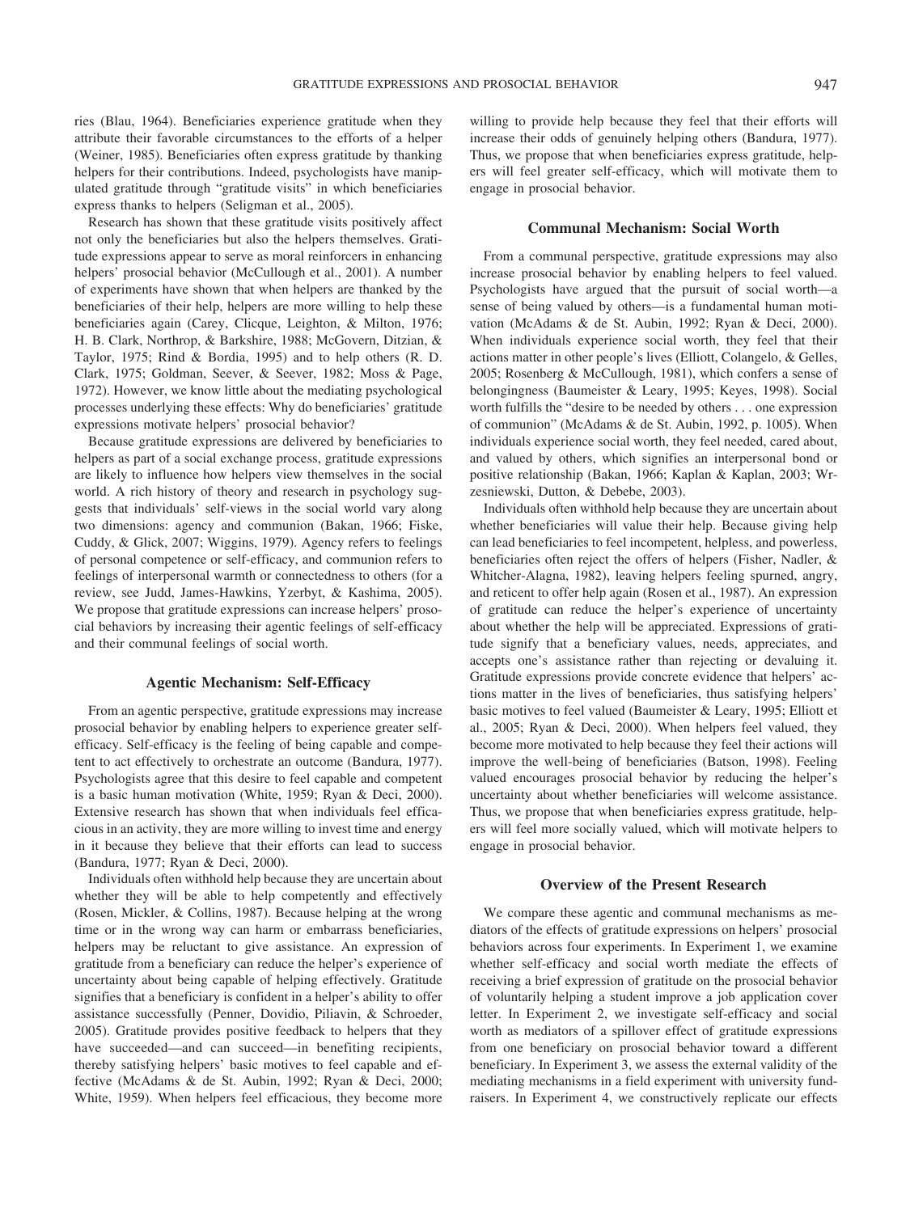ries (Blau, 1964). Beneficiaries experience gratitude when they attribute their favorable circumstances to the efforts of a helper (Weiner, 1985). Beneficiaries often express gratitude by thanking helpers for their contributions. Indeed, psychologists have manipulated gratitude through "gratitude visits" in which beneficiaries express thanks to helpers (Seligman et al., 2005).

Research has shown that these gratitude visits positively affect not only the beneficiaries but also the helpers themselves. Gratitude expressions appear to serve as moral reinforcers in enhancing helpers' prosocial behavior (McCullough et al., 2001). A number of experiments have shown that when helpers are thanked by the beneficiaries of their help, helpers are more willing to help these beneficiaries again (Carey, Clicque, Leighton, & Milton, 1976; H. B. Clark, Northrop, & Barkshire, 1988; McGovern, Ditzian, & Taylor, 1975; Rind & Bordia, 1995) and to help others (R. D. Clark, 1975; Goldman, Seever, & Seever, 1982; Moss & Page, 1972). However, we know little about the mediating psychological processes underlying these effects: Why do beneficiaries' gratitude expressions motivate helpers' prosocial behavior?

Because gratitude expressions are delivered by beneficiaries to helpers as part of a social exchange process, gratitude expressions are likely to influence how helpers view themselves in the social world. A rich history of theory and research in psychology suggests that individuals' self-views in the social world vary along two dimensions: agency and communion (Bakan, 1966; Fiske, Cuddy, & Glick, 2007; Wiggins, 1979). Agency refers to feelings of personal competence or self-efficacy, and communion refers to feelings of interpersonal warmth or connectedness to others (for a review, see Judd, James-Hawkins, Yzerbyt, & Kashima, 2005). We propose that gratitude expressions can increase helpers' prosocial behaviors by increasing their agentic feelings of self-efficacy and their communal feelings of social worth.

### Agentic Mechanism: Self-Efficacy

From an agentic perspective, gratitude expressions may increase prosocial behavior by enabling helpers to experience greater self-efficacy. Self-efficacy is the feeling of being capable and competent to act effectively to orchestrate an outcome (Bandura, 1977). Psychologists agree that this desire to feel capable and competent is a basic human motivation (White, 1959; Ryan & Deci, 2000). Extensive research has shown that when individuals feel efficacious in an activity, they are more willing to invest time and energy in it because they believe that their efforts can lead to success (Bandura, 1977; Ryan & Deci, 2000).

Individuals often withhold help because they are uncertain about whether they will be able to help competently and effectively (Rosen, Mickler, & Collins, 1987). Because helping at the wrong time or in the wrong way can harm or embarrass beneficiaries, helpers may be reluctant to give assistance. An expression of gratitude from a beneficiary can reduce the helper's experience of uncertainty about being capable of helping effectively. Gratitude signifies that a beneficiary is confident in a helper's ability to offer assistance successfully (Penner, Dovidio, Piliavin, & Schroeder, 2005). Gratitude provides positive feedback to helpers that they have succeeded—and can succeed—in benefiting recipients, thereby satisfying helpers' basic motives to feel capable and effective (McAdams & de St. Aubin, 1992; Ryan & Deci, 2000; White, 1959). When helpers feel efficacious, they become more willing to provide help because they feel that their efforts will increase their odds of genuinely helping others (Bandura, 1977). Thus, we propose that when beneficiaries express gratitude, helpers will feel greater self-efficacy, which will motivate them to engage in prosocial behavior.

### Communal Mechanism: Social Worth

From a communal perspective, gratitude expressions may also increase prosocial behavior by enabling helpers to feel valued. Psychologists have argued that the pursuit of social worth—a sense of being valued by others—is a fundamental human motivation (McAdams & de St. Aubin, 1992; Ryan & Deci, 2000). When individuals experience social worth, they feel that their actions matter in other people's lives (Elliott, Colangelo, & Gelles, 2005; Rosenberg & McCullough, 1981), which confers a sense of belongingness (Baumeister & Leary, 1995; Keyes, 1998). Social worth fulfills the "desire to be needed by others . . . one expression of communion" (McAdams & de St. Aubin, 1992, p. 1005). When individuals experience social worth, they feel needed, cared about, and valued by others, which signifies an interpersonal bond or positive relationship (Bakan, 1966; Kaplan & Kaplan, 2003; Wrzesniewski, Dutton, & Debebe, 2003).

Individuals often withhold help because they are uncertain about whether beneficiaries will value their help. Because giving help can lead beneficiaries to feel incompetent, helpless, and powerless, beneficiaries often reject the offers of helpers (Fisher, Nadler, & Whitcher-Alagna, 1982), leaving helpers feeling spurned, angry, and reticent to offer help again (Rosen et al., 1987). An expression of gratitude can reduce the helper's experience of uncertainty about whether the help will be appreciated. Expressions of gratitude signify that a beneficiary values, needs, appreciates, and accepts one's assistance rather than rejecting or devaluing it. Gratitude expressions provide concrete evidence that helpers' actions matter in the lives of beneficiaries, thus satisfying helpers' basic motives to feel valued (Baumeister & Leary, 1995; Elliott et al., 2005; Ryan & Deci, 2000). When helpers feel valued, they become more motivated to help because they feel their actions will improve the well-being of beneficiaries (Batson, 1998). Feeling valued encourages prosocial behavior by reducing the helper's uncertainty about whether beneficiaries will welcome assistance. Thus, we propose that when beneficiaries express gratitude, helpers will feel more socially valued, which will motivate helpers to engage in prosocial behavior.

### Overview of the Present Research

We compare these agentic and communal mechanisms as mediators of the effects of gratitude expressions on helpers' prosocial behaviors across four experiments. In Experiment 1, we examine whether self-efficacy and social worth mediate the effects of receiving a brief expression of gratitude on the prosocial behavior of voluntarily helping a student improve a job application cover letter. In Experiment 2, we investigate self-efficacy and social worth as mediators of a spillover effect of gratitude expressions from one beneficiary on prosocial behavior toward a different beneficiary. In Experiment 3, we assess the external validity of the mediating mechanisms in a field experiment with university fundraisers. In Experiment 4, we constructively replicate our effects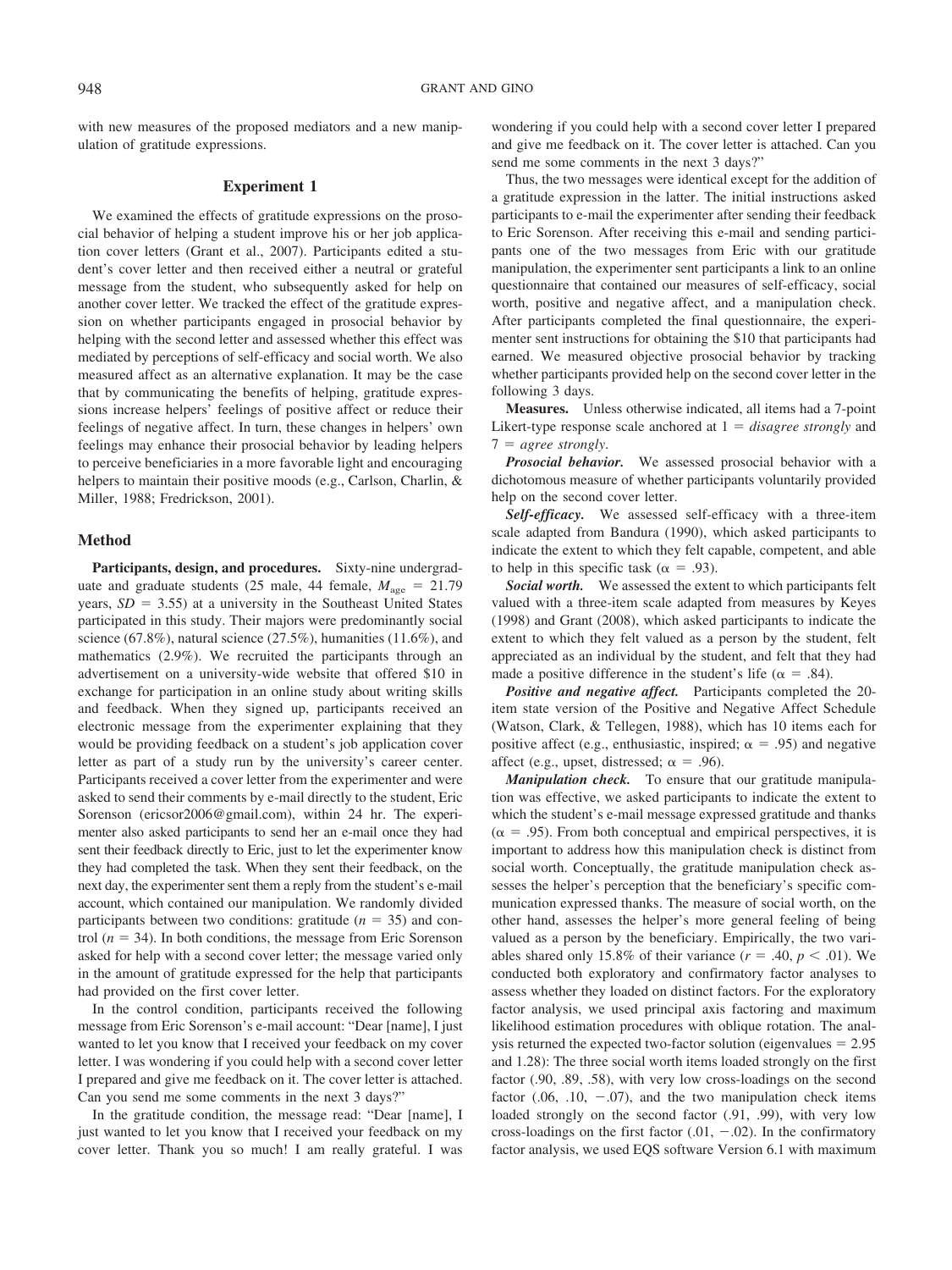with new measures of the proposed mediators and a new manipulation of gratitude expressions.

## Experiment 1

We examined the effects of gratitude expressions on the prosocial behavior of helping a student improve his or her job application cover letters (Grant et al., 2007). Participants edited a student's cover letter and then received either a neutral or grateful message from the student, who subsequently asked for help on another cover letter. We tracked the effect of the gratitude expression on whether participants engaged in prosocial behavior by helping with the second letter and assessed whether this effect was mediated by perceptions of self-efficacy and social worth. We also measured affect as an alternative explanation. It may be the case that by communicating the benefits of helping, gratitude expressions increase helpers' feelings of positive affect or reduce their feelings of negative affect. In turn, these changes in helpers' own feelings may enhance their prosocial behavior by leading helpers to perceive beneficiaries in a more favorable light and encouraging helpers to maintain their positive moods (e.g., Carlson, Charlin, & Miller, 1988; Fredrickson, 2001).

### Method

**Participants, design, and procedures.** Sixty-nine undergraduate and graduate students (25 male, 44 female, $M_{age} = 21.79$ years, $SD = 3.55$) at a university in the Southeast United States participated in this study. Their majors were predominantly social science (67.8%), natural science (27.5%), humanities (11.6%), and mathematics (2.9%). We recruited the participants through an advertisement on a university-wide website that offered \$10 in exchange for participation in an online study about writing skills and feedback. When they signed up, participants received an electronic message from the experimenter explaining that they would be providing feedback on a student's job application cover letter as part of a study run by the university's career center. Participants received a cover letter from the experimenter and were asked to send their comments by e-mail directly to the student, Eric Sorenson (ericsor2006@gmail.com), within 24 hr. The experimenter also asked participants to send her an e-mail once they had sent their feedback directly to Eric, just to let the experimenter know they had completed the task. When they sent their feedback, on the next day, the experimenter sent them a reply from the student's e-mail account, which contained our manipulation. We randomly divided participants between two conditions: gratitude ($n = 35$) and control ($n = 34$). In both conditions, the message from Eric Sorenson asked for help with a second cover letter; the message varied only in the amount of gratitude expressed for the help that participants had provided on the first cover letter.

In the control condition, participants received the following message from Eric Sorenson's e-mail account: "Dear [name], I just wanted to let you know that I received your feedback on my cover letter. I was wondering if you could help with a second cover letter I prepared and give me feedback on it. The cover letter is attached. Can you send me some comments in the next 3 days?"

In the gratitude condition, the message read: "Dear [name], I just wanted to let you know that I received your feedback on my cover letter. Thank you so much! I am really grateful. I was wondering if you could help with a second cover letter I prepared and give me feedback on it. The cover letter is attached. Can you send me some comments in the next 3 days?"

Thus, the two messages were identical except for the addition of a gratitude expression in the latter. The initial instructions asked participants to e-mail the experimenter after sending their feedback to Eric Sorenson. After receiving this e-mail and sending participants one of the two messages from Eric with our gratitude manipulation, the experimenter sent participants a link to an online questionnaire that contained our measures of self-efficacy, social worth, positive and negative affect, and a manipulation check. After participants completed the final questionnaire, the experimenter sent instructions for obtaining the \$10 that participants had earned. We measured objective prosocial behavior by tracking whether participants provided help on the second cover letter in the following 3 days.

**Measures.** Unless otherwise indicated, all items had a 7-point Likert-type response scale anchored at 1 = *disagree strongly* and 7 = *agree strongly*.

***Prosocial behavior.*** We assessed prosocial behavior with a dichotomous measure of whether participants voluntarily provided help on the second cover letter.

***Self-efficacy.*** We assessed self-efficacy with a three-item scale adapted from Bandura (1990), which asked participants to indicate the extent to which they felt capable, competent, and able to help in this specific task ($\alpha = .93$).

***Social worth.*** We assessed the extent to which participants felt valued with a three-item scale adapted from measures by Keyes (1998) and Grant (2008), which asked participants to indicate the extent to which they felt valued as a person by the student, felt appreciated as an individual by the student, and felt that they had made a positive difference in the student's life ($\alpha = .84$).

***Positive and negative affect.*** Participants completed the 20-item state version of the Positive and Negative Affect Schedule (Watson, Clark, & Tellegen, 1988), which has 10 items each for positive affect (e.g., enthusiastic, inspired; $\alpha = .95$) and negative affect (e.g., upset, distressed; $\alpha = .96$).

***Manipulation check.*** To ensure that our gratitude manipulation was effective, we asked participants to indicate the extent to which the student's e-mail message expressed gratitude and thanks ($\alpha = .95$). From both conceptual and empirical perspectives, it is important to address how this manipulation check is distinct from social worth. Conceptually, the gratitude manipulation check assesses the helper's perception that the beneficiary's specific communication expressed thanks. The measure of social worth, on the other hand, assesses the helper's more general feeling of being valued as a person by the beneficiary. Empirically, the two variables shared only 15.8% of their variance ($r = .40$, $p < .01$). We conducted both exploratory and confirmatory factor analyses to assess whether they loaded on distinct factors. For the exploratory factor analysis, we used principal axis factoring and maximum likelihood estimation procedures with oblique rotation. The analysis returned the expected two-factor solution (eigenvalues = 2.95 and 1.28): The three social worth items loaded strongly on the first factor (.90, .89, .58), with very low cross-loadings on the second factor (.06, .10, −.07), and the two manipulation check items loaded strongly on the second factor (.91, .99), with very low cross-loadings on the first factor (.01, −.02). In the confirmatory factor analysis, we used EQS software Version 6.1 with maximum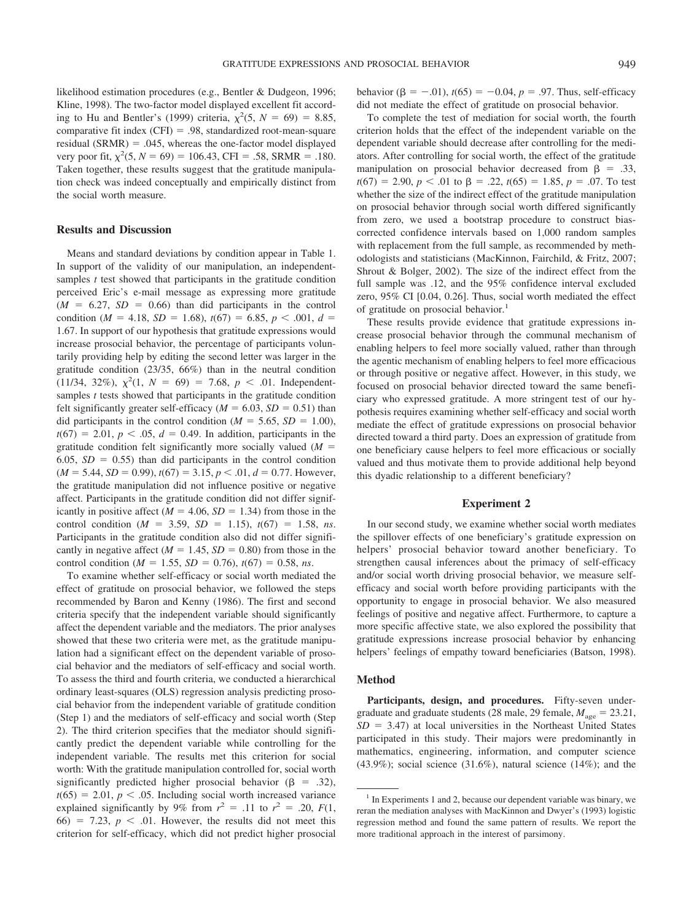likelihood estimation procedures (e.g., Bentler & Dudgeon, 1996; Kline, 1998). The two-factor model displayed excellent fit according to Hu and Bentler's (1999) criteria, $\chi^2(5, N = 69) = 8.85$, comparative fit index (CFI) = .98, standardized root-mean-square residual (SRMR) = .045, whereas the one-factor model displayed very poor fit, $\chi^2(5, N = 69) = 106.43$, CFI = .58, SRMR = .180. Taken together, these results suggest that the gratitude manipulation check was indeed conceptually and empirically distinct from the social worth measure.

### Results and Discussion

Means and standard deviations by condition appear in Table 1. In support of the validity of our manipulation, an independent-samples *t* test showed that participants in the gratitude condition perceived Eric's e-mail message as expressing more gratitude ($M = 6.27$, $SD = 0.66$) than did participants in the control condition ($M = 4.18$, $SD = 1.68$), $t(67) = 6.85$, $p < .001$, $d = 1.67$. In support of our hypothesis that gratitude expressions would increase prosocial behavior, the percentage of participants voluntarily providing help by editing the second letter was larger in the gratitude condition (23/35, 66%) than in the neutral condition (11/34, 32%), $\chi^2(1, N = 69) = 7.68$, $p < .01$. Independent-samples *t* tests showed that participants in the gratitude condition felt significantly greater self-efficacy ($M = 6.03$, $SD = 0.51$) than did participants in the control condition ($M = 5.65$, $SD = 1.00$), $t(67) = 2.01$, $p < .05$, $d = 0.49$. In addition, participants in the gratitude condition felt significantly more socially valued ($M = 6.05$, $SD = 0.55$) than did participants in the control condition ($M = 5.44$, $SD = 0.99$), $t(67) = 3.15$, $p < .01$, $d = 0.77$. However, the gratitude manipulation did not influence positive or negative affect. Participants in the gratitude condition did not differ significantly in positive affect ($M = 4.06$, $SD = 1.34$) from those in the control condition ($M = 3.59$, $SD = 1.15$), $t(67) = 1.58$, *ns*. Participants in the gratitude condition also did not differ significantly in negative affect ($M = 1.45$, $SD = 0.80$) from those in the control condition ($M = 1.55$, $SD = 0.76$), $t(67) = 0.58$, *ns*.

To examine whether self-efficacy or social worth mediated the effect of gratitude on prosocial behavior, we followed the steps recommended by Baron and Kenny (1986). The first and second criteria specify that the independent variable should significantly affect the dependent variable and the mediators. The prior analyses showed that these two criteria were met, as the gratitude manipulation had a significant effect on the dependent variable of prosocial behavior and the mediators of self-efficacy and social worth. To assess the third and fourth criteria, we conducted a hierarchical ordinary least-squares (OLS) regression analysis predicting prosocial behavior from the independent variable of gratitude condition (Step 1) and the mediators of self-efficacy and social worth (Step 2). The third criterion specifies that the mediator should significantly predict the dependent variable while controlling for the independent variable. The results met this criterion for social worth: With the gratitude manipulation controlled for, social worth significantly predicted higher prosocial behavior ($\beta = .32$), $t(65) = 2.01$, $p < .05$. Including social worth increased variance explained significantly by 9% from $r^2 = .11$ to $r^2 = .20$, $F(1, 66) = 7.23$, $p < .01$. However, the results did not meet this criterion for self-efficacy, which did not predict higher prosocial behavior ($\beta = -.01$), $t(65) = -0.04$, $p = .97$. Thus, self-efficacy did not mediate the effect of gratitude on prosocial behavior.

To complete the test of mediation for social worth, the fourth criterion holds that the effect of the independent variable on the dependent variable should decrease after controlling for the mediators. After controlling for social worth, the effect of the gratitude manipulation on prosocial behavior decreased from $\beta = .33$, $t(67) = 2.90$, $p < .01$ to $\beta = .22$, $t(65) = 1.85$, $p = .07$. To test whether the size of the indirect effect of the gratitude manipulation on prosocial behavior through social worth differed significantly from zero, we used a bootstrap procedure to construct bias-corrected confidence intervals based on 1,000 random samples with replacement from the full sample, as recommended by methodologists and statisticians (MacKinnon, Fairchild, & Fritz, 2007; Shrout & Bolger, 2002). The size of the indirect effect from the full sample was .12, and the 95% confidence interval excluded zero, 95% CI [0.04, 0.26]. Thus, social worth mediated the effect of gratitude on prosocial behavior.[1]

These results provide evidence that gratitude expressions increase prosocial behavior through the communal mechanism of enabling helpers to feel more socially valued, rather than through the agentic mechanism of enabling helpers to feel more efficacious or through positive or negative affect. However, in this study, we focused on prosocial behavior directed toward the same beneficiary who expressed gratitude. A more stringent test of our hypothesis requires examining whether self-efficacy and social worth mediate the effect of gratitude expressions on prosocial behavior directed toward a third party. Does an expression of gratitude from one beneficiary cause helpers to feel more efficacious or socially valued and thus motivate them to provide additional help beyond this dyadic relationship to a different beneficiary?

## Experiment 2

In our second study, we examine whether social worth mediates the spillover effects of one beneficiary's gratitude expression on helpers' prosocial behavior toward another beneficiary. To strengthen causal inferences about the primacy of self-efficacy and/or social worth driving prosocial behavior, we measure self-efficacy and social worth before providing participants with the opportunity to engage in prosocial behavior. We also measured feelings of positive and negative affect. Furthermore, to capture a more specific affective state, we also explored the possibility that gratitude expressions increase prosocial behavior by enhancing helpers' feelings of empathy toward beneficiaries (Batson, 1998).

### Method

**Participants, design, and procedures.** Fifty-seven undergraduate and graduate students (28 male, 29 female, $M_{age} = 23.21$, $SD = 3.47$) at local universities in the Northeast United States participated in this study. Their majors were predominantly in mathematics, engineering, information, and computer science (43.9%); social science (31.6%), natural science (14%); and the

---

[1] In Experiments 1 and 2, because our dependent variable was binary, we reran the mediation analyses with MacKinnon and Dwyer's (1993) logistic regression method and found the same pattern of results. We report the more traditional approach in the interest of parsimony.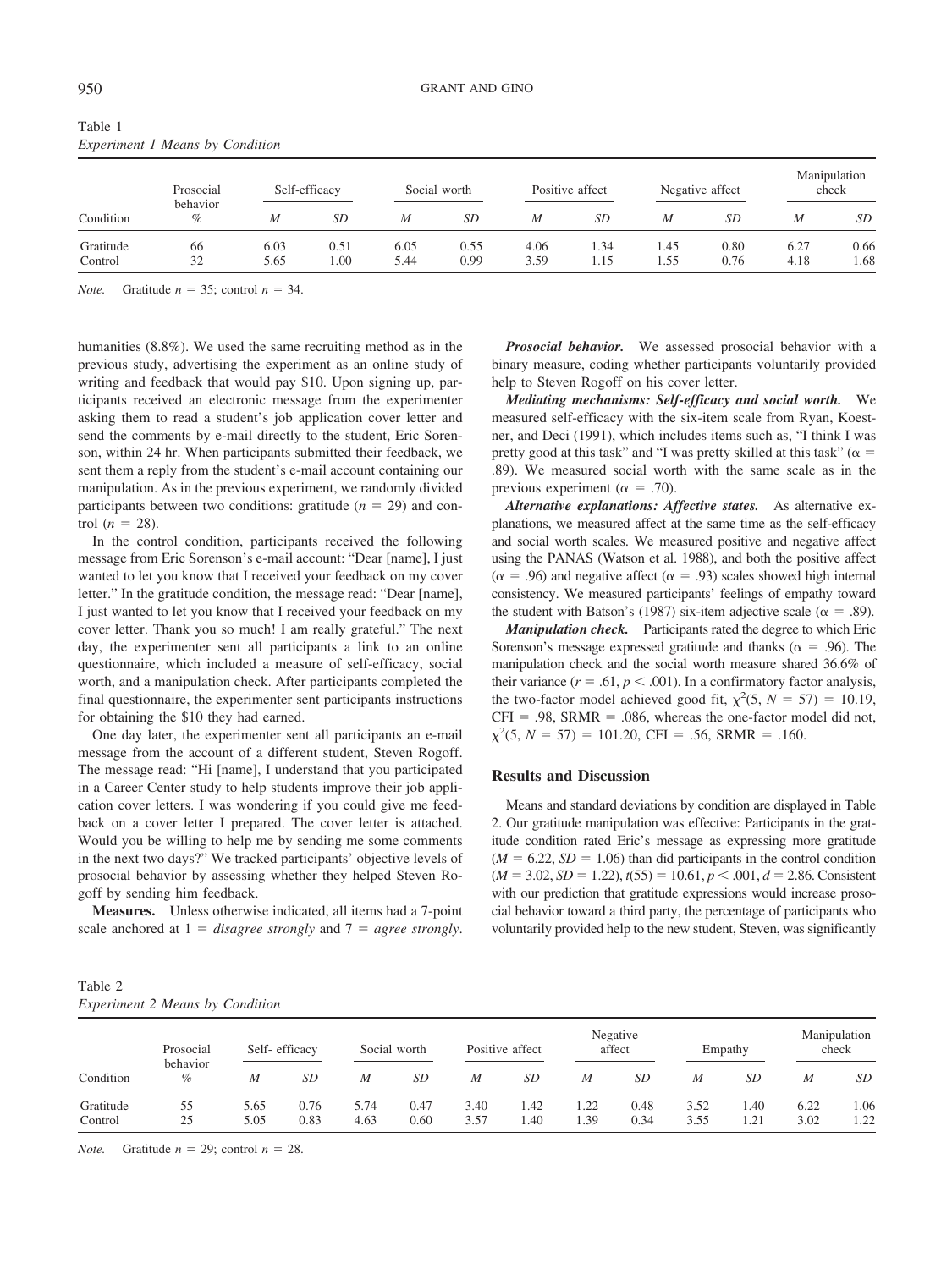Table 1
*Experiment 1 Means by Condition*

| Condition | Prosocial behavior | Self-efficacy | | Social worth | | Positive affect | | Negative affect | | Manipulation check | |
|---|---|---|---|---|---|---|---|---|---|---|---|
| | % | *M* | *SD* | *M* | *SD* | *M* | *SD* | *M* | *SD* | *M* | *SD* |
| Gratitude | 66 | 6.03 | 0.51 | 6.05 | 0.55 | 4.06 | 1.34 | 1.45 | 0.80 | 6.27 | 0.66 |
| Control | 32 | 5.65 | 1.00 | 5.44 | 0.99 | 3.59 | 1.15 | 1.55 | 0.76 | 4.18 | 1.68 |

*Note.* Gratitude $n = 35$; control $n = 34$.

humanities (8.8%). We used the same recruiting method as in the previous study, advertising the experiment as an online study of writing and feedback that would pay $10. Upon signing up, participants received an electronic message from the experimenter asking them to read a student's job application cover letter and send the comments by e-mail directly to the student, Eric Sorenson, within 24 hr. When participants submitted their feedback, we sent them a reply from the student's e-mail account containing our manipulation. As in the previous experiment, we randomly divided participants between two conditions: gratitude ($n = 29$) and control ($n = 28$).

In the control condition, participants received the following message from Eric Sorenson's e-mail account: "Dear [name], I just wanted to let you know that I received your feedback on my cover letter." In the gratitude condition, the message read: "Dear [name], I just wanted to let you know that I received your feedback on my cover letter. Thank you so much! I am really grateful." The next day, the experimenter sent all participants a link to an online questionnaire, which included a measure of self-efficacy, social worth, and a manipulation check. After participants completed the final questionnaire, the experimenter sent participants instructions for obtaining the $10 they had earned.

One day later, the experimenter sent all participants an e-mail message from the account of a different student, Steven Rogoff. The message read: "Hi [name], I understand that you participated in a Career Center study to help students improve their job application cover letters. I was wondering if you could give me feedback on a cover letter I prepared. The cover letter is attached. Would you be willing to help me by sending me some comments in the next two days?" We tracked participants' objective levels of prosocial behavior by assessing whether they helped Steven Rogoff by sending him feedback.

**Measures.** Unless otherwise indicated, all items had a 7-point scale anchored at 1 = *disagree strongly* and 7 = *agree strongly*.

***Prosocial behavior.*** We assessed prosocial behavior with a binary measure, coding whether participants voluntarily provided help to Steven Rogoff on his cover letter.

***Mediating mechanisms: Self-efficacy and social worth.*** We measured self-efficacy with the six-item scale from Ryan, Koestner, and Deci (1991), which includes items such as, "I think I was pretty good at this task" and "I was pretty skilled at this task" ($\alpha = .89$). We measured social worth with the same scale as in the previous experiment ($\alpha = .70$).

***Alternative explanations: Affective states.*** As alternative explanations, we measured affect at the same time as the self-efficacy and social worth scales. We measured positive and negative affect using the PANAS (Watson et al. 1988), and both the positive affect ($\alpha = .96$) and negative affect ($\alpha = .93$) scales showed high internal consistency. We measured participants' feelings of empathy toward the student with Batson's (1987) six-item adjective scale ($\alpha = .89$).

***Manipulation check.*** Participants rated the degree to which Eric Sorenson's message expressed gratitude and thanks ($\alpha = .96$). The manipulation check and the social worth measure shared 36.6% of their variance ($r = .61$, $p < .001$). In a confirmatory factor analysis, the two-factor model achieved good fit, $\chi^2(5, N = 57) = 10.19$, CFI = .98, SRMR = .086, whereas the one-factor model did not, $\chi^2(5, N = 57) = 101.20$, CFI = .56, SRMR = .160.

## Results and Discussion

Means and standard deviations by condition are displayed in Table 2. Our gratitude manipulation was effective: Participants in the gratitude condition rated Eric's message as expressing more gratitude ($M = 6.22$, $SD = 1.06$) than did participants in the control condition ($M = 3.02$, $SD = 1.22$), $t(55) = 10.61$, $p < .001$, $d = 2.86$. Consistent with our prediction that gratitude expressions would increase prosocial behavior toward a third party, the percentage of participants who voluntarily provided help to the new student, Steven, was significantly

Table 2
*Experiment 2 Means by Condition*

| Condition | Prosocial behavior | Self- efficacy | | Social worth | | Positive affect | | Negative affect | | Empathy | | Manipulation check | |
|---|---|---|---|---|---|---|---|---|---|---|---|---|---|
| | % | *M* | *SD* | *M* | *SD* | *M* | *SD* | *M* | *SD* | *M* | *SD* | *M* | *SD* |
| Gratitude | 55 | 5.65 | 0.76 | 5.74 | 0.47 | 3.40 | 1.42 | 1.22 | 0.48 | 3.52 | 1.40 | 6.22 | 1.06 |
| Control | 25 | 5.05 | 0.83 | 4.63 | 0.60 | 3.57 | 1.40 | 1.39 | 0.34 | 3.55 | 1.21 | 3.02 | 1.22 |

*Note.* Gratitude $n = 29$; control $n = 28$.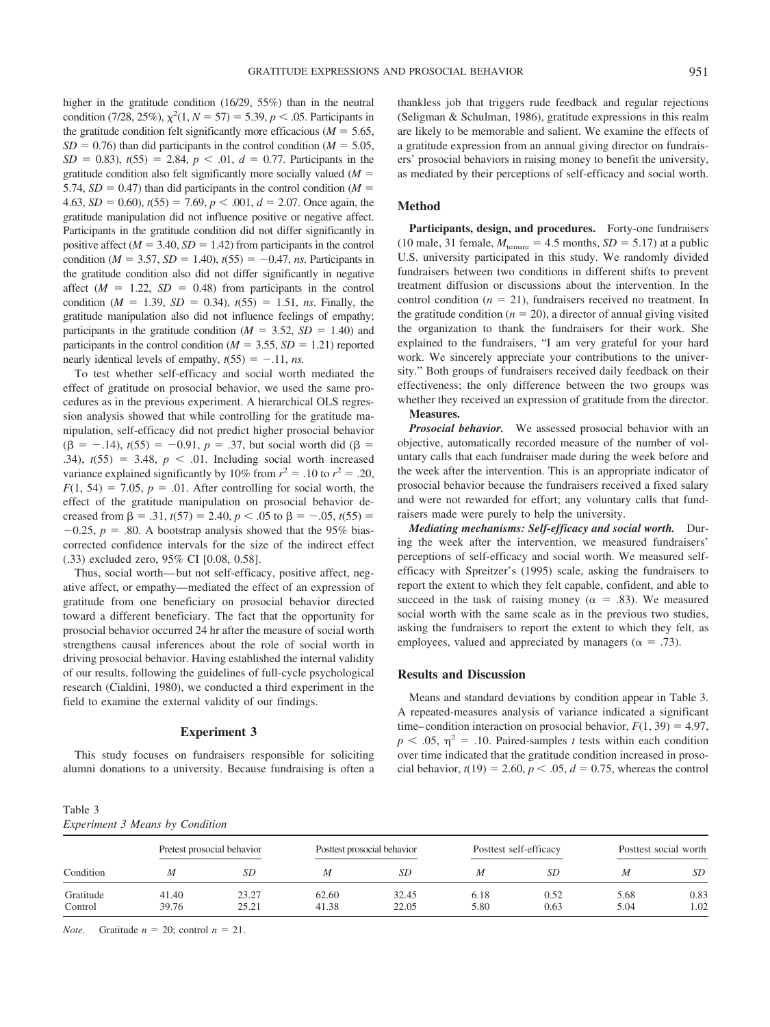higher in the gratitude condition (16/29, 55%) than in the neutral condition (7/28, 25%), $\chi^2(1, N = 57) = 5.39$, $p < .05$. Participants in the gratitude condition felt significantly more efficacious ($M = 5.65$, $SD = 0.76$) than did participants in the control condition ($M = 5.05$, $SD = 0.83$), $t(55) = 2.84$, $p < .01$, $d = 0.77$. Participants in the gratitude condition also felt significantly more socially valued ($M = 5.74$, $SD = 0.47$) than did participants in the control condition ($M = 4.63$, $SD = 0.60$), $t(55) = 7.69$, $p < .001$, $d = 2.07$. Once again, the gratitude manipulation did not influence positive or negative affect. Participants in the gratitude condition did not differ significantly in positive affect ($M = 3.40$, $SD = 1.42$) from participants in the control condition ($M = 3.57$, $SD = 1.40$), $t(55) = -0.47$, *ns*. Participants in the gratitude condition also did not differ significantly in negative affect ($M = 1.22$, $SD = 0.48$) from participants in the control condition ($M = 1.39$, $SD = 0.34$), $t(55) = 1.51$, *ns*. Finally, the gratitude manipulation also did not influence feelings of empathy; participants in the gratitude condition ($M = 3.52$, $SD = 1.40$) and participants in the control condition ($M = 3.55$, $SD = 1.21$) reported nearly identical levels of empathy, $t(55) = -.11$, *ns.*

To test whether self-efficacy and social worth mediated the effect of gratitude on prosocial behavior, we used the same procedures as in the previous experiment. A hierarchical OLS regression analysis showed that while controlling for the gratitude manipulation, self-efficacy did not predict higher prosocial behavior ($\beta = -.14$), $t(55) = -0.91$, $p = .37$, but social worth did ($\beta = .34$), $t(55) = 3.48$, $p < .01$. Including social worth increased variance explained significantly by 10% from $r^2 = .10$ to $r^2 = .20$, $F(1, 54) = 7.05$, $p = .01$. After controlling for social worth, the effect of the gratitude manipulation on prosocial behavior decreased from $\beta = .31$, $t(57) = 2.40$, $p < .05$ to $\beta = -.05$, $t(55) = -0.25$, $p = .80$. A bootstrap analysis showed that the 95% bias-corrected confidence intervals for the size of the indirect effect (.33) excluded zero, 95% CI [0.08, 0.58].

Thus, social worth—but not self-efficacy, positive affect, negative affect, or empathy—mediated the effect of an expression of gratitude from one beneficiary on prosocial behavior directed toward a different beneficiary. The fact that the opportunity for prosocial behavior occurred 24 hr after the measure of social worth strengthens causal inferences about the role of social worth in driving prosocial behavior. Having established the internal validity of our results, following the guidelines of full-cycle psychological research (Cialdini, 1980), we conducted a third experiment in the field to examine the external validity of our findings.

## Experiment 3

This study focuses on fundraisers responsible for soliciting alumni donations to a university. Because fundraising is often a thankless job that triggers rude feedback and regular rejections (Seligman & Schulman, 1986), gratitude expressions in this realm are likely to be memorable and salient. We examine the effects of a gratitude expression from an annual giving director on fundraisers' prosocial behaviors in raising money to benefit the university, as mediated by their perceptions of self-efficacy and social worth.

### Method

**Participants, design, and procedures.** Forty-one fundraisers (10 male, 31 female, $M_{\text{tenure}} = 4.5$ months, $SD = 5.17$) at a public U.S. university participated in this study. We randomly divided fundraisers between two conditions in different shifts to prevent treatment diffusion or discussions about the intervention. In the control condition ($n = 21$), fundraisers received no treatment. In the gratitude condition ($n = 20$), a director of annual giving visited the organization to thank the fundraisers for their work. She explained to the fundraisers, "I am very grateful for your hard work. We sincerely appreciate your contributions to the university." Both groups of fundraisers received daily feedback on their effectiveness; the only difference between the two groups was whether they received an expression of gratitude from the director.

**Measures.**

***Prosocial behavior.*** We assessed prosocial behavior with an objective, automatically recorded measure of the number of voluntary calls that each fundraiser made during the week before and the week after the intervention. This is an appropriate indicator of prosocial behavior because the fundraisers received a fixed salary and were not rewarded for effort; any voluntary calls that fundraisers made were purely to help the university.

***Mediating mechanisms: Self-efficacy and social worth.*** During the week after the intervention, we measured fundraisers' perceptions of self-efficacy and social worth. We measured self-efficacy with Spreitzer's (1995) scale, asking the fundraisers to report the extent to which they felt capable, confident, and able to succeed in the task of raising money ($\alpha = .83$). We measured social worth with the same scale as in the previous two studies, asking the fundraisers to report the extent to which they felt, as employees, valued and appreciated by managers ($\alpha = .73$).

### Results and Discussion

Means and standard deviations by condition appear in Table 3. A repeated-measures analysis of variance indicated a significant time–condition interaction on prosocial behavior, $F(1, 39) = 4.97$, $p < .05$, $\eta^2 = .10$. Paired-samples $t$ tests within each condition over time indicated that the gratitude condition increased in prosocial behavior, $t(19) = 2.60$, $p < .05$, $d = 0.75$, whereas the control

Table 3
*Experiment 3 Means by Condition*

| Condition | Pretest prosocial behavior | | Posttest prosocial behavior | | Posttest self-efficacy | | Posttest social worth | |
|---|---|---|---|---|---|---|---|---|
| | *M* | *SD* | *M* | *SD* | *M* | *SD* | *M* | *SD* |
| Gratitude | 41.40 | 23.27 | 62.60 | 32.45 | 6.18 | 0.52 | 5.68 | 0.83 |
| Control | 39.76 | 25.21 | 41.38 | 22.05 | 5.80 | 0.63 | 5.04 | 1.02 |

*Note.* Gratitude $n = 20$; control $n = 21$.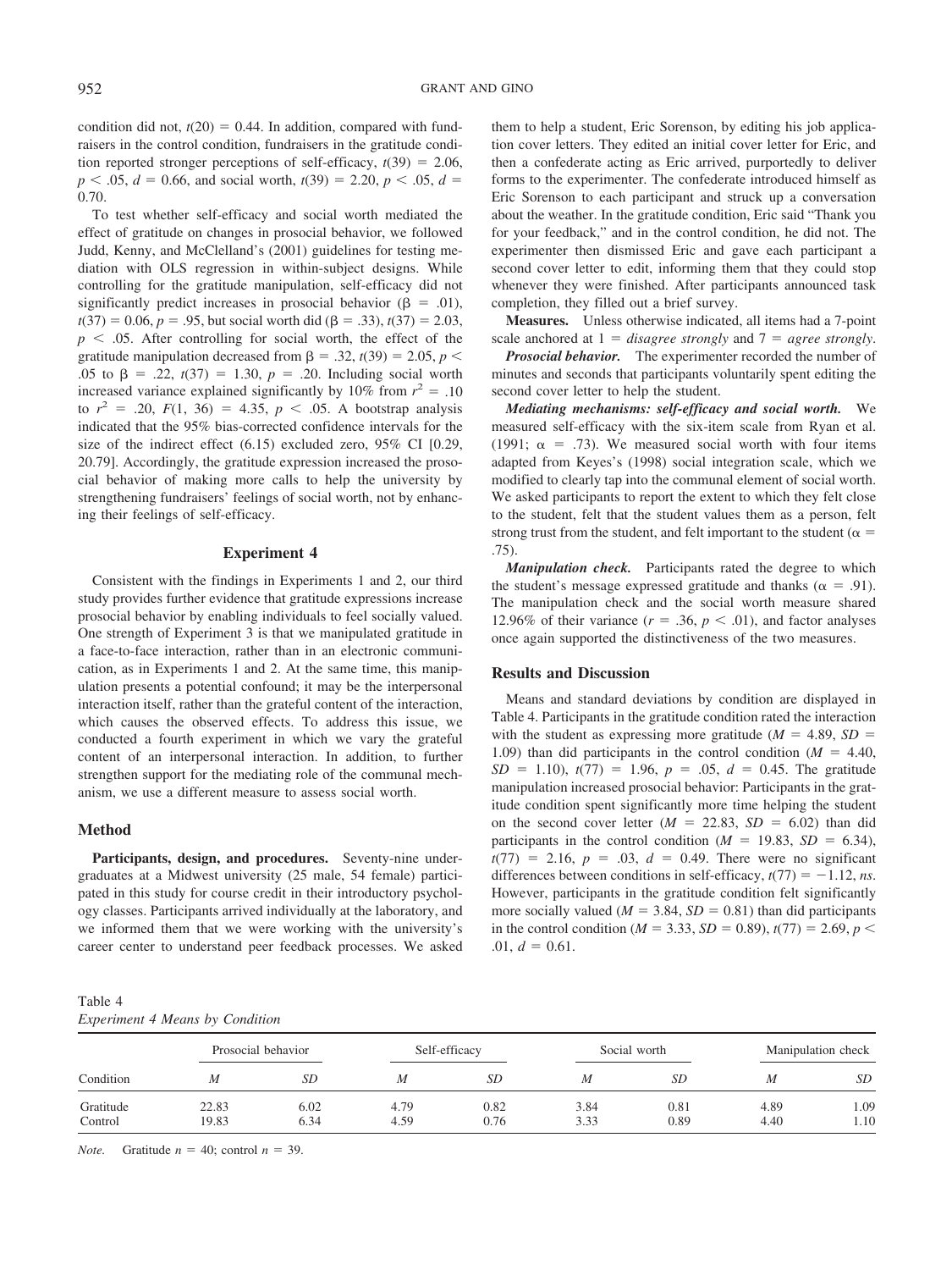condition did not, $t(20) = 0.44$. In addition, compared with fundraisers in the control condition, fundraisers in the gratitude condition reported stronger perceptions of self-efficacy, $t(39) = 2.06$, $p < .05$, $d = 0.66$, and social worth, $t(39) = 2.20$, $p < .05$, $d = 0.70$.

To test whether self-efficacy and social worth mediated the effect of gratitude on changes in prosocial behavior, we followed Judd, Kenny, and McClelland's (2001) guidelines for testing mediation with OLS regression in within-subject designs. While controlling for the gratitude manipulation, self-efficacy did not significantly predict increases in prosocial behavior ($\beta = .01$), $t(37) = 0.06$, $p = .95$, but social worth did ($\beta = .33$), $t(37) = 2.03$, $p < .05$. After controlling for social worth, the effect of the gratitude manipulation decreased from $\beta = .32$, $t(39) = 2.05$, $p < .05$ to $\beta = .22$, $t(37) = 1.30$, $p = .20$. Including social worth increased variance explained significantly by 10% from $r^2 = .10$ to $r^2 = .20$, $F(1, 36) = 4.35$, $p < .05$. A bootstrap analysis indicated that the 95% bias-corrected confidence intervals for the size of the indirect effect (6.15) excluded zero, 95% CI [0.29, 20.79]. Accordingly, the gratitude expression increased the prosocial behavior of making more calls to help the university by strengthening fundraisers' feelings of social worth, not by enhancing their feelings of self-efficacy.

## Experiment 4

Consistent with the findings in Experiments 1 and 2, our third study provides further evidence that gratitude expressions increase prosocial behavior by enabling individuals to feel socially valued. One strength of Experiment 3 is that we manipulated gratitude in a face-to-face interaction, rather than in an electronic communication, as in Experiments 1 and 2. At the same time, this manipulation presents a potential confound; it may be the interpersonal interaction itself, rather than the grateful content of the interaction, which causes the observed effects. To address this issue, we conducted a fourth experiment in which we vary the grateful content of an interpersonal interaction. In addition, to further strengthen support for the mediating role of the communal mechanism, we use a different measure to assess social worth.

### Method

**Participants, design, and procedures.** Seventy-nine undergraduates at a Midwest university (25 male, 54 female) participated in this study for course credit in their introductory psychology classes. Participants arrived individually at the laboratory, and we informed them that we were working with the university's career center to understand peer feedback processes. We asked them to help a student, Eric Sorenson, by editing his job application cover letters. They edited an initial cover letter for Eric, and then a confederate acting as Eric arrived, purportedly to deliver forms to the experimenter. The confederate introduced himself as Eric Sorenson to each participant and struck up a conversation about the weather. In the gratitude condition, Eric said "Thank you for your feedback," and in the control condition, he did not. The experimenter then dismissed Eric and gave each participant a second cover letter to edit, informing them that they could stop whenever they were finished. After participants announced task completion, they filled out a brief survey.

**Measures.** Unless otherwise indicated, all items had a 7-point scale anchored at 1 = *disagree strongly* and 7 = *agree strongly*.

***Prosocial behavior.*** The experimenter recorded the number of minutes and seconds that participants voluntarily spent editing the second cover letter to help the student.

***Mediating mechanisms: self-efficacy and social worth.*** We measured self-efficacy with the six-item scale from Ryan et al. (1991; $\alpha = .73$). We measured social worth with four items adapted from Keyes's (1998) social integration scale, which we modified to clearly tap into the communal element of social worth. We asked participants to report the extent to which they felt close to the student, felt that the student values them as a person, felt strong trust from the student, and felt important to the student ($\alpha = .75$).

***Manipulation check.*** Participants rated the degree to which the student's message expressed gratitude and thanks ($\alpha = .91$). The manipulation check and the social worth measure shared 12.96% of their variance ($r = .36$, $p < .01$), and factor analyses once again supported the distinctiveness of the two measures.

### Results and Discussion

Means and standard deviations by condition are displayed in Table 4. Participants in the gratitude condition rated the interaction with the student as expressing more gratitude ($M = 4.89$, $SD = 1.09$) than did participants in the control condition ($M = 4.40$, $SD = 1.10$), $t(77) = 1.96$, $p = .05$, $d = 0.45$. The gratitude manipulation increased prosocial behavior: Participants in the gratitude condition spent significantly more time helping the student on the second cover letter ($M = 22.83$, $SD = 6.02$) than did participants in the control condition ($M = 19.83$, $SD = 6.34$), $t(77) = 2.16$, $p = .03$, $d = 0.49$. There were no significant differences between conditions in self-efficacy, $t(77) = -1.12$, *ns*. However, participants in the gratitude condition felt significantly more socially valued ($M = 3.84$, $SD = 0.81$) than did participants in the control condition ($M = 3.33$, $SD = 0.89$), $t(77) = 2.69$, $p < .01$, $d = 0.61$.

Table 4
*Experiment 4 Means by Condition*

| Condition | Prosocial behavior | | Self-efficacy | | Social worth | | Manipulation check | |
|---|---|---|---|---|---|---|---|---|
| | *M* | *SD* | *M* | *SD* | *M* | *SD* | *M* | *SD* |
| Gratitude | 22.83 | 6.02 | 4.79 | 0.82 | 3.84 | 0.81 | 4.89 | 1.09 |
| Control | 19.83 | 6.34 | 4.59 | 0.76 | 3.33 | 0.89 | 4.40 | 1.10 |

*Note.* Gratitude $n = 40$; control $n = 39$.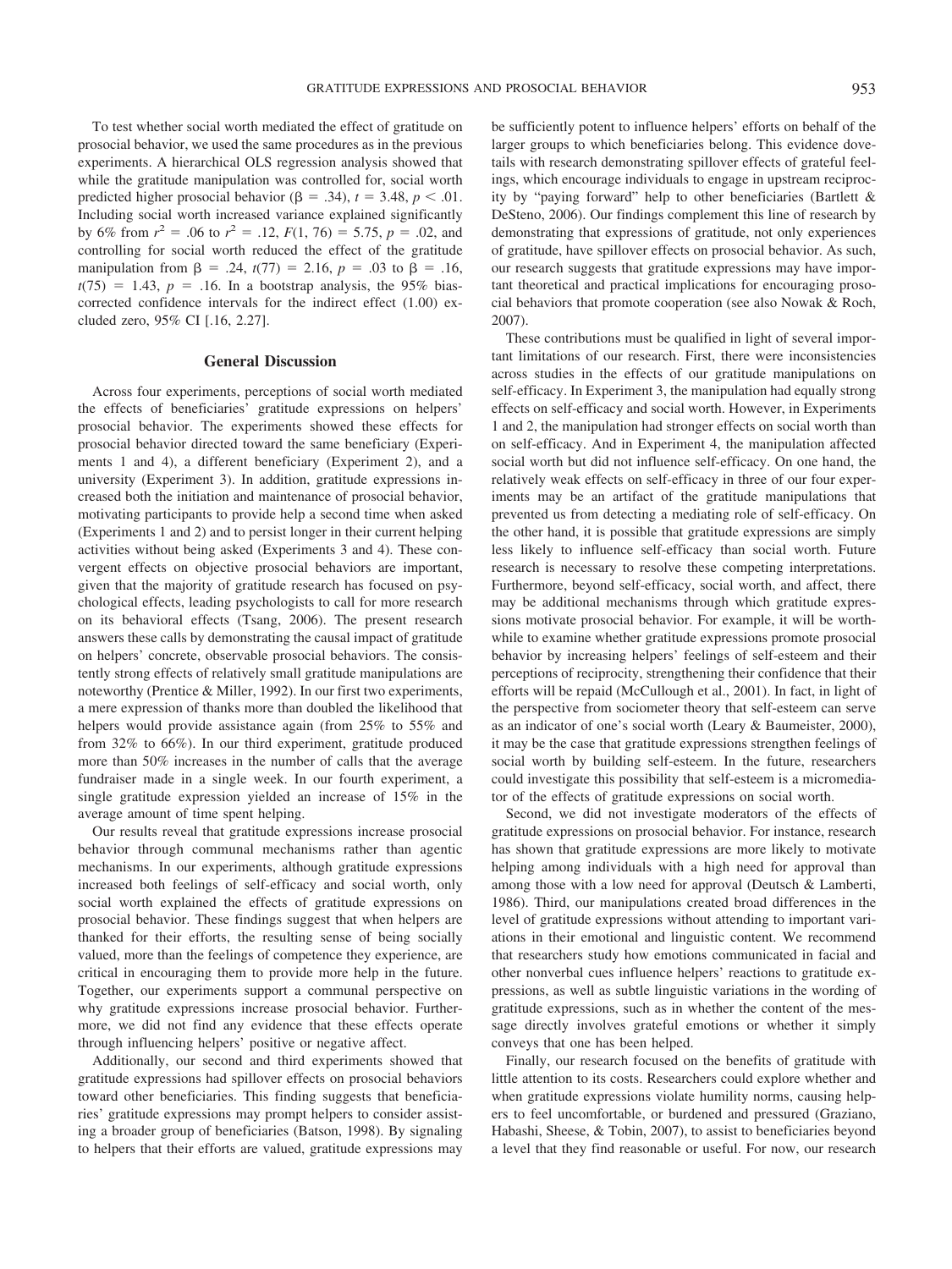To test whether social worth mediated the effect of gratitude on prosocial behavior, we used the same procedures as in the previous experiments. A hierarchical OLS regression analysis showed that while the gratitude manipulation was controlled for, social worth predicted higher prosocial behavior ($\beta = .34$), $t = 3.48$, $p < .01$. Including social worth increased variance explained significantly by 6% from $r^2 = .06$ to $r^2 = .12$, $F(1, 76) = 5.75$, $p = .02$, and controlling for social worth reduced the effect of the gratitude manipulation from $\beta = .24$, $t(77) = 2.16$, $p = .03$ to $\beta = .16$, $t(75) = 1.43$, $p = .16$. In a bootstrap analysis, the 95% bias-corrected confidence intervals for the indirect effect (1.00) excluded zero, 95% CI [.16, 2.27].

## General Discussion

Across four experiments, perceptions of social worth mediated the effects of beneficiaries' gratitude expressions on helpers' prosocial behavior. The experiments showed these effects for prosocial behavior directed toward the same beneficiary (Experiments 1 and 4), a different beneficiary (Experiment 2), and a university (Experiment 3). In addition, gratitude expressions increased both the initiation and maintenance of prosocial behavior, motivating participants to provide help a second time when asked (Experiments 1 and 2) and to persist longer in their current helping activities without being asked (Experiments 3 and 4). These convergent effects on objective prosocial behaviors are important, given that the majority of gratitude research has focused on psychological effects, leading psychologists to call for more research on its behavioral effects (Tsang, 2006). The present research answers these calls by demonstrating the causal impact of gratitude on helpers' concrete, observable prosocial behaviors. The consistently strong effects of relatively small gratitude manipulations are noteworthy (Prentice & Miller, 1992). In our first two experiments, a mere expression of thanks more than doubled the likelihood that helpers would provide assistance again (from 25% to 55% and from 32% to 66%). In our third experiment, gratitude produced more than 50% increases in the number of calls that the average fundraiser made in a single week. In our fourth experiment, a single gratitude expression yielded an increase of 15% in the average amount of time spent helping.

Our results reveal that gratitude expressions increase prosocial behavior through communal mechanisms rather than agentic mechanisms. In our experiments, although gratitude expressions increased both feelings of self-efficacy and social worth, only social worth explained the effects of gratitude expressions on prosocial behavior. These findings suggest that when helpers are thanked for their efforts, the resulting sense of being socially valued, more than the feelings of competence they experience, are critical in encouraging them to provide more help in the future. Together, our experiments support a communal perspective on why gratitude expressions increase prosocial behavior. Furthermore, we did not find any evidence that these effects operate through influencing helpers' positive or negative affect.

Additionally, our second and third experiments showed that gratitude expressions had spillover effects on prosocial behaviors toward other beneficiaries. This finding suggests that beneficiaries' gratitude expressions may prompt helpers to consider assisting a broader group of beneficiaries (Batson, 1998). By signaling to helpers that their efforts are valued, gratitude expressions may be sufficiently potent to influence helpers' efforts on behalf of the larger groups to which beneficiaries belong. This evidence dovetails with research demonstrating spillover effects of grateful feelings, which encourage individuals to engage in upstream reciprocity by "paying forward" help to other beneficiaries (Bartlett & DeSteno, 2006). Our findings complement this line of research by demonstrating that expressions of gratitude, not only experiences of gratitude, have spillover effects on prosocial behavior. As such, our research suggests that gratitude expressions may have important theoretical and practical implications for encouraging prosocial behaviors that promote cooperation (see also Nowak & Roch, 2007).

These contributions must be qualified in light of several important limitations of our research. First, there were inconsistencies across studies in the effects of our gratitude manipulations on self-efficacy. In Experiment 3, the manipulation had equally strong effects on self-efficacy and social worth. However, in Experiments 1 and 2, the manipulation had stronger effects on social worth than on self-efficacy. And in Experiment 4, the manipulation affected social worth but did not influence self-efficacy. On one hand, the relatively weak effects on self-efficacy in three of our four experiments may be an artifact of the gratitude manipulations that prevented us from detecting a mediating role of self-efficacy. On the other hand, it is possible that gratitude expressions are simply less likely to influence self-efficacy than social worth. Future research is necessary to resolve these competing interpretations. Furthermore, beyond self-efficacy, social worth, and affect, there may be additional mechanisms through which gratitude expressions motivate prosocial behavior. For example, it will be worthwhile to examine whether gratitude expressions promote prosocial behavior by increasing helpers' feelings of self-esteem and their perceptions of reciprocity, strengthening their confidence that their efforts will be repaid (McCullough et al., 2001). In fact, in light of the perspective from sociometer theory that self-esteem can serve as an indicator of one's social worth (Leary & Baumeister, 2000), it may be the case that gratitude expressions strengthen feelings of social worth by building self-esteem. In the future, researchers could investigate this possibility that self-esteem is a micromediator of the effects of grateful expressions on social worth.

Second, we did not investigate moderators of the effects of gratitude expressions on prosocial behavior. For instance, research has shown that gratitude expressions are more likely to motivate helping among individuals with a high need for approval than among those with a low need for approval (Deutsch & Lamberti, 1986). Third, our manipulations created broad differences in the level of gratitude expressions without attending to important variations in their emotional and linguistic content. We recommend that researchers study how emotions communicated in facial and other nonverbal cues influence helpers' reactions to gratitude expressions, as well as subtle linguistic variations in the wording of gratitude expressions, such as in whether the content of the message directly involves grateful emotions or whether it simply conveys that one has been helped.

Finally, our research focused on the benefits of gratitude with little attention to its costs. Researchers could explore whether and when gratitude expressions violate humility norms, causing helpers to feel uncomfortable, or burdened and pressured (Graziano, Habashi, Sheese, & Tobin, 2007), to assist to beneficiaries beyond a level that they find reasonable or useful. For now, our research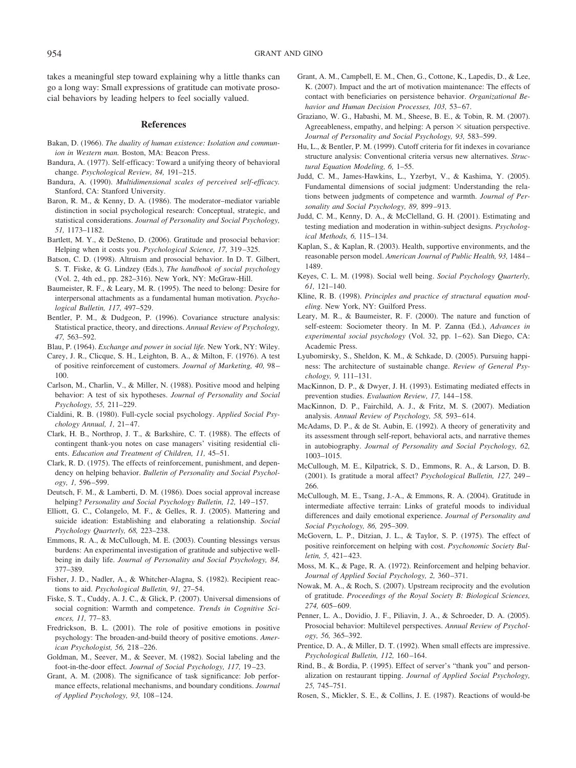takes a meaningful step toward explaining why a little thanks can go a long way: Small expressions of gratitude can motivate prosocial behaviors by leading helpers to feel socially valued.

## References

Bakan, D. (1966). *The duality of human existence: Isolation and communion in Western man.* Boston, MA: Beacon Press.

Bandura, A. (1977). Self-efficacy: Toward a unifying theory of behavioral change. *Psychological Review, 84,* 191–215.

Bandura, A. (1990). *Multidimensional scales of perceived self-efficacy.* Stanford, CA: Stanford University.

Baron, R. M., & Kenny, D. A. (1986). The moderator–mediator variable distinction in social psychological research: Conceptual, strategic, and statistical considerations. *Journal of Personality and Social Psychology, 51,* 1173–1182.

Bartlett, M. Y., & DeSteno, D. (2006). Gratitude and prosocial behavior: Helping when it costs you. *Psychological Science, 17,* 319–325.

Batson, C. D. (1998). Altruism and prosocial behavior. In D. T. Gilbert, S. T. Fiske, & G. Lindzey (Eds.), *The handbook of social psychology* (Vol. 2, 4th ed., pp. 282–316). New York, NY: McGraw-Hill.

Baumeister, R. F., & Leary, M. R. (1995). The need to belong: Desire for interpersonal attachments as a fundamental human motivation. *Psychological Bulletin, 117,* 497–529.

Bentler, P. M., & Dudgeon, P. (1996). Covariance structure analysis: Statistical practice, theory, and directions. *Annual Review of Psychology, 47,* 563–592.

Blau, P. (1964). *Exchange and power in social life.* New York, NY: Wiley.

Carey, J. R., Clicque, S. H., Leighton, B. A., & Milton, F. (1976). A test of positive reinforcement of customers. *Journal of Marketing, 40,* 98–100.

Carlson, M., Charlin, V., & Miller, N. (1988). Positive mood and helping behavior: A test of six hypotheses. *Journal of Personality and Social Psychology, 55,* 211–229.

Cialdini, R. B. (1980). Full-cycle social psychology. *Applied Social Psychology Annual, 1,* 21–47.

Clark, H. B., Northrop, J. T., & Barkshire, C. T. (1988). The effects of contingent thank-you notes on case managers' visiting residential clients. *Education and Treatment of Children, 11,* 45–51.

Clark, R. D. (1975). The effects of reinforcement, punishment, and dependency on helping behavior. *Bulletin of Personality and Social Psychology, 1,* 596–599.

Deutsch, F. M., & Lamberti, D. M. (1986). Does social approval increase helping? *Personality and Social Psychology Bulletin, 12,* 149–157.

Elliott, G. C., Colangelo, M. F., & Gelles, R. J. (2005). Mattering and suicide ideation: Establishing and elaborating a relationship. *Social Psychology Quarterly, 68,* 223–238.

Emmons, R. A., & McCullough, M. E. (2003). Counting blessings versus burdens: An experimental investigation of gratitude and subjective well-being in daily life. *Journal of Personality and Social Psychology, 84,* 377–389.

Fisher, J. D., Nadler, A., & Whitcher-Alagna, S. (1982). Recipient reactions to aid. *Psychological Bulletin, 91,* 27–54.

Fiske, S. T., Cuddy, A. J. C., & Glick, P. (2007). Universal dimensions of social cognition: Warmth and competence. *Trends in Cognitive Sciences, 11,* 77–83.

Fredrickson, B. L. (2001). The role of positive emotions in positive psychology: The broaden-and-build theory of positive emotions. *American Psychologist, 56,* 218–226.

Goldman, M., Seever, M., & Seever, M. (1982). Social labeling and the foot-in-the-door effect. *Journal of Social Psychology, 117,* 19–23.

Grant, A. M. (2008). The significance of task significance: Job performance effects, relational mechanisms, and boundary conditions. *Journal of Applied Psychology, 93,* 108–124.

Grant, A. M., Campbell, E. M., Chen, G., Cottone, K., Lapedis, D., & Lee, K. (2007). Impact and the art of motivation maintenance: The effects of contact with beneficiaries on persistence behavior. *Organizational Behavior and Human Decision Processes, 103,* 53–67.

Graziano, W. G., Habashi, M. M., Sheese, B. E., & Tobin, R. M. (2007). Agreeableness, empathy, and helping: A person × situation perspective. *Journal of Personality and Social Psychology, 93,* 583–599.

Hu, L., & Bentler, P. M. (1999). Cutoff criteria for fit indexes in covariance structure analysis: Conventional criteria versus new alternatives. *Structural Equation Modeling, 6,* 1–55.

Judd, C. M., James-Hawkins, L., Yzerbyt, V., & Kashima, Y. (2005). Fundamental dimensions of social judgment: Understanding the relations between judgments of competence and warmth. *Journal of Personality and Social Psychology, 89,* 899–913.

Judd, C. M., Kenny, D. A., & McClelland, G. H. (2001). Estimating and testing mediation and moderation in within-subject designs. *Psychological Methods, 6,* 115–134.

Kaplan, S., & Kaplan, R. (2003). Health, supportive environments, and the reasonable person model. *American Journal of Public Health, 93,* 1484–1489.

Keyes, C. L. M. (1998). Social well being. *Social Psychology Quarterly, 61,* 121–140.

Kline, R. B. (1998). *Principles and practice of structural equation modeling.* New York, NY: Guilford Press.

Leary, M. R., & Baumeister, R. F. (2000). The nature and function of self-esteem: Sociometer theory. In M. P. Zanna (Ed.), *Advances in experimental social psychology* (Vol. 32, pp. 1–62). San Diego, CA: Academic Press.

Lyubomirsky, S., Sheldon, K. M., & Schkade, D. (2005). Pursuing happiness: The architecture of sustainable change. *Review of General Psychology, 9,* 111–131.

MacKinnon, D. P., & Dwyer, J. H. (1993). Estimating mediated effects in prevention studies. *Evaluation Review, 17,* 144–158.

MacKinnon, D. P., Fairchild, A. J., & Fritz, M. S. (2007). Mediation analysis. *Annual Review of Psychology, 58,* 593–614.

McAdams, D. P., & de St. Aubin, E. (1992). A theory of generativity and its assessment through self-report, behavioral acts, and narrative themes in autobiography. *Journal of Personality and Social Psychology, 62,* 1003–1015.

McCullough, M. E., Kilpatrick, S. D., Emmons, R. A., & Larson, D. B. (2001). Is gratitude a moral affect? *Psychological Bulletin, 127,* 249–266.

McCullough, M. E., Tsang, J.-A., & Emmons, R. A. (2004). Gratitude in intermediate affective terrain: Links of grateful moods to individual differences and daily emotional experience. *Journal of Personality and Social Psychology, 86,* 295–309.

McGovern, L. P., Ditzian, J. L., & Taylor, S. P. (1975). The effect of positive reinforcement on helping with cost. *Psychonomic Society Bulletin, 5,* 421–423.

Moss, M. K., & Page, R. A. (1972). Reinforcement and helping behavior. *Journal of Applied Social Psychology, 2,* 360–371.

Nowak, M. A., & Roch, S. (2007). Upstream reciprocity and the evolution of gratitude. *Proceedings of the Royal Society B: Biological Sciences, 274,* 605–609.

Penner, L. A., Dovidio, J. F., Piliavin, J. A., & Schroeder, D. A. (2005). Prosocial behavior: Multilevel perspectives. *Annual Review of Psychology, 56,* 365–392.

Prentice, D. A., & Miller, D. T. (1992). When small effects are impressive. *Psychological Bulletin, 112,* 160–164.

Rind, B., & Bordia, P. (1995). Effect of server's "thank you" and personalization on restaurant tipping. *Journal of Applied Social Psychology, 25,* 745–751.

Rosen, S., Mickler, S. E., & Collins, J. E. (1987). Reactions of would-be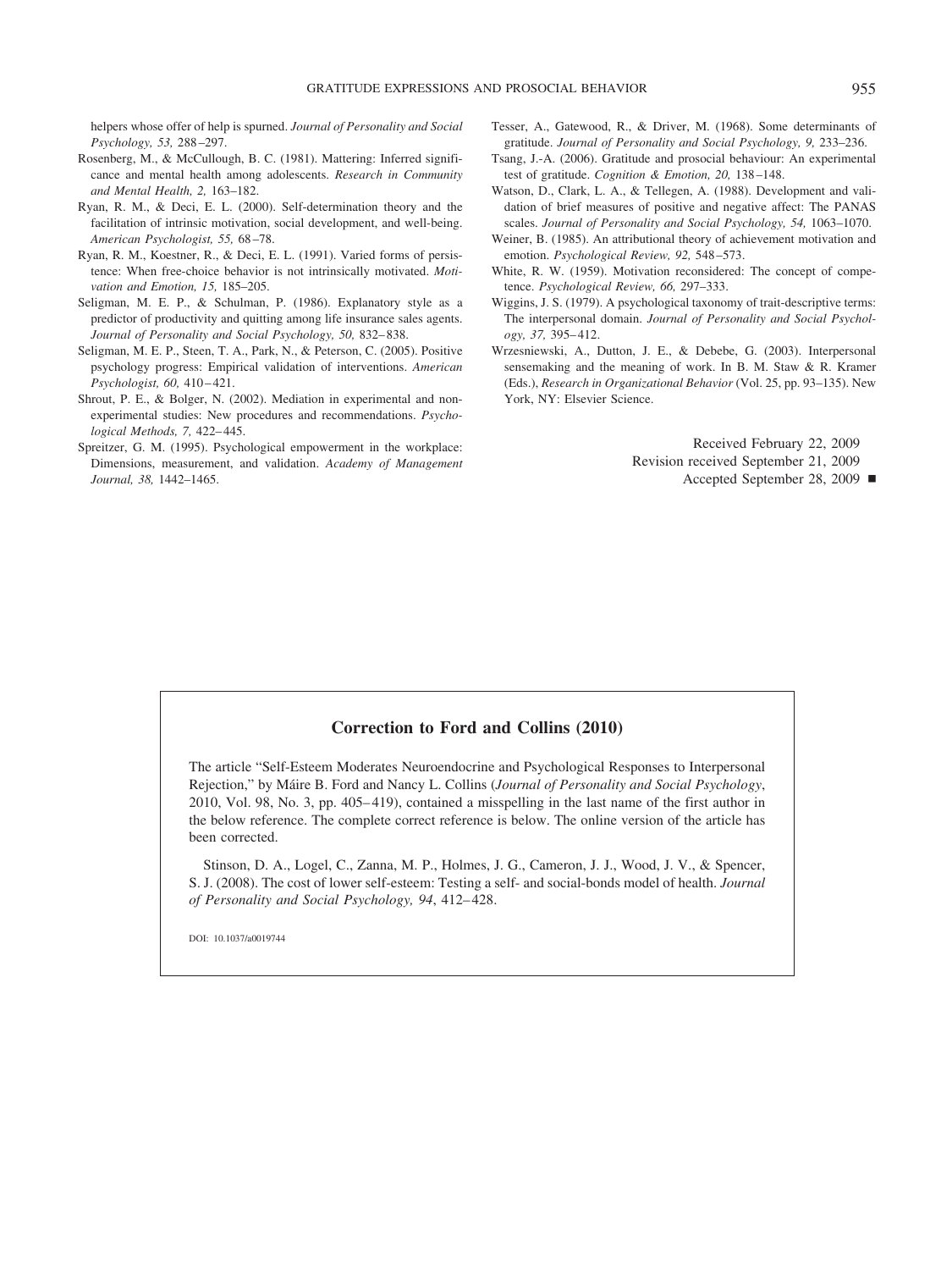helpers whose offer of help is spurned. *Journal of Personality and Social Psychology, 53,* 288–297.

Rosenberg, M., & McCullough, B. C. (1981). Mattering: Inferred significance and mental health among adolescents. *Research in Community and Mental Health, 2,* 163–182.

Ryan, R. M., & Deci, E. L. (2000). Self-determination theory and the facilitation of intrinsic motivation, social development, and well-being. *American Psychologist, 55,* 68–78.

Ryan, R. M., Koestner, R., & Deci, E. L. (1991). Varied forms of persistence: When free-choice behavior is not intrinsically motivated. *Motivation and Emotion, 15,* 185–205.

Seligman, M. E. P., & Schulman, P. (1986). Explanatory style as a predictor of productivity and quitting among life insurance sales agents. *Journal of Personality and Social Psychology, 50,* 832–838.

Seligman, M. E. P., Steen, T. A., Park, N., & Peterson, C. (2005). Positive psychology progress: Empirical validation of interventions. *American Psychologist, 60,* 410–421.

Shrout, P. E., & Bolger, N. (2002). Mediation in experimental and nonexperimental studies: New procedures and recommendations. *Psychological Methods, 7,* 422–445.

Spreitzer, G. M. (1995). Psychological empowerment in the workplace: Dimensions, measurement, and validation. *Academy of Management Journal, 38,* 1442–1465.

Tesser, A., Gatewood, R., & Driver, M. (1968). Some determinants of gratitude. *Journal of Personality and Social Psychology, 9,* 233–236.

Tsang, J.-A. (2006). Gratitude and prosocial behaviour: An experimental test of gratitude. *Cognition & Emotion, 20,* 138–148.

Watson, D., Clark, L. A., & Tellegen, A. (1988). Development and validation of brief measures of positive and negative affect: The PANAS scales. *Journal of Personality and Social Psychology, 54,* 1063–1070.

Weiner, B. (1985). An attributional theory of achievement motivation and emotion. *Psychological Review, 92,* 548–573.

White, R. W. (1959). Motivation reconsidered: The concept of competence. *Psychological Review, 66,* 297–333.

Wiggins, J. S. (1979). A psychological taxonomy of trait-descriptive terms: The interpersonal domain. *Journal of Personality and Social Psychology, 37,* 395–412.

Wrzesniewski, A., Dutton, J. E., & Debebe, G. (2003). Interpersonal sensemaking and the meaning of work. In B. M. Staw & R. Kramer (Eds.), *Research in Organizational Behavior* (Vol. 25, pp. 93–135). New York, NY: Elsevier Science.

Received February 22, 2009
Revision received September 21, 2009
Accepted September 28, 2009 ■

## Correction to Ford and Collins (2010)

The article "Self-Esteem Moderates Neuroendocrine and Psychological Responses to Interpersonal Rejection," by Máire B. Ford and Nancy L. Collins (*Journal of Personality and Social Psychology*, 2010, Vol. 98, No. 3, pp. 405–419), contained a misspelling in the last name of the first author in the below reference. The complete correct reference is below. The online version of the article has been corrected.

Stinson, D. A., Logel, C., Zanna, M. P., Holmes, J. G., Cameron, J. J., Wood, J. V., & Spencer, S. J. (2008). The cost of lower self-esteem: Testing a self- and social-bonds model of health. *Journal of Personality and Social Psychology, 94*, 412–428.

DOI: 10.1037/a0019744